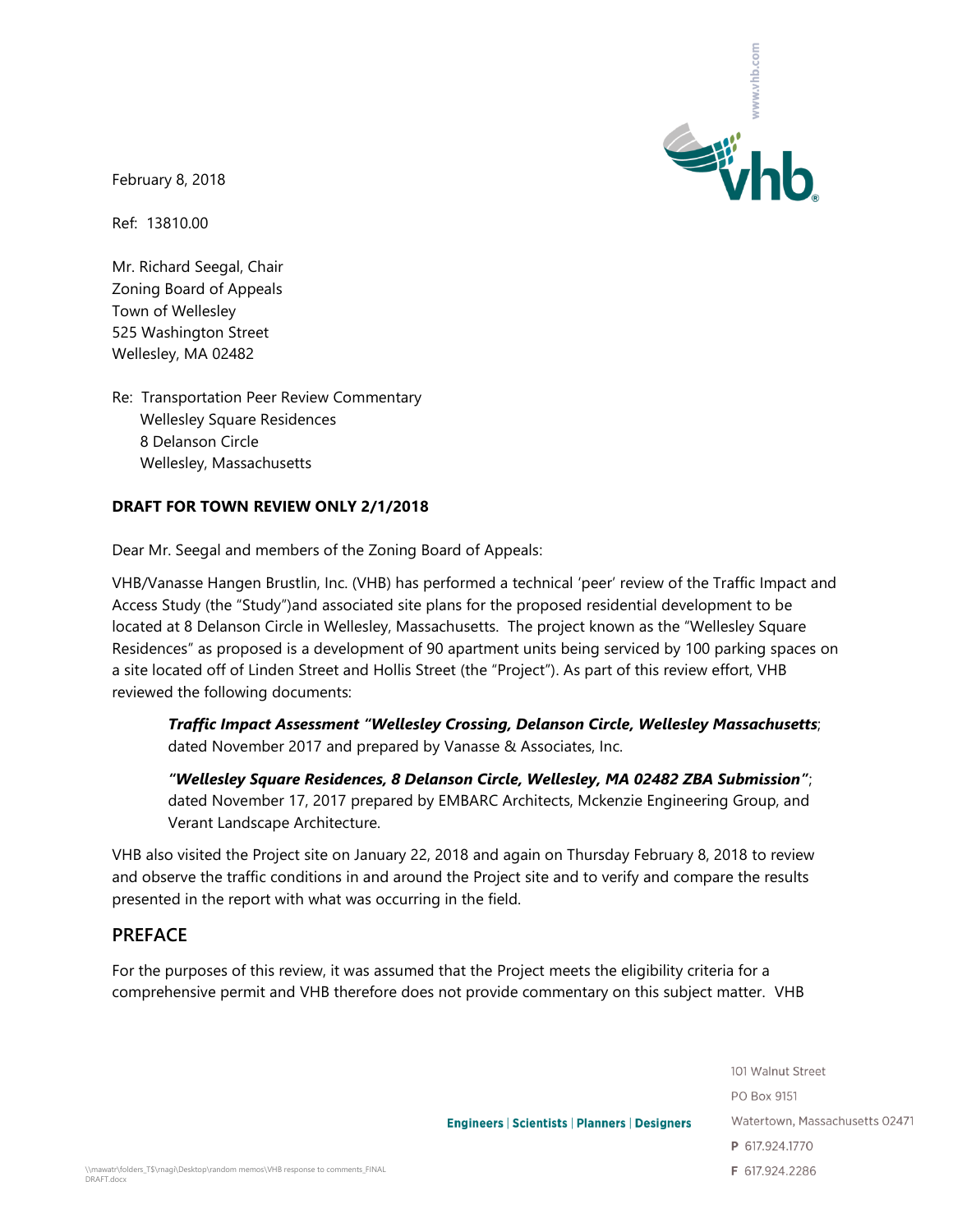February 8, 2018

Ref: 13810.00

Mr. Richard Seegal, Chair
Zoning Board of Appeals
Town of Wellesley
525 Washington Street
Wellesley, MA 02482

Re: Transportation Peer Review Commentary
Wellesley Square Residences
8 Delanson Circle
Wellesley, Massachusetts

**DRAFT FOR TOWN REVIEW ONLY 2/1/2018**

Dear Mr. Seegal and members of the Zoning Board of Appeals:

VHB/Vanasse Hangen Brustlin, Inc. (VHB) has performed a technical 'peer' review of the Traffic Impact and Access Study (the "Study")and associated site plans for the proposed residential development to be located at 8 Delanson Circle in Wellesley, Massachusetts. The project known as the "Wellesley Square Residences" as proposed is a development of 90 apartment units being serviced by 100 parking spaces on a site located off of Linden Street and Hollis Street (the "Project"). As part of this review effort, VHB reviewed the following documents:

> ***Traffic Impact Assessment "Wellesley Crossing, Delanson Circle, Wellesley Massachusetts***; dated November 2017 and prepared by Vanasse & Associates, Inc.
>
> ***"Wellesley Square Residences, 8 Delanson Circle, Wellesley, MA 02482 ZBA Submission"***; dated November 17, 2017 prepared by EMBARC Architects, Mckenzie Engineering Group, and Verant Landscape Architecture.

VHB also visited the Project site on January 22, 2018 and again on Thursday February 8, 2018 to review and observe the traffic conditions in and around the Project site and to verify and compare the results presented in the report with what was occurring in the field.

## PREFACE

For the purposes of this review, it was assumed that the Project meets the eligibility criteria for a comprehensive permit and VHB therefore does not provide commentary on this subject matter. VHB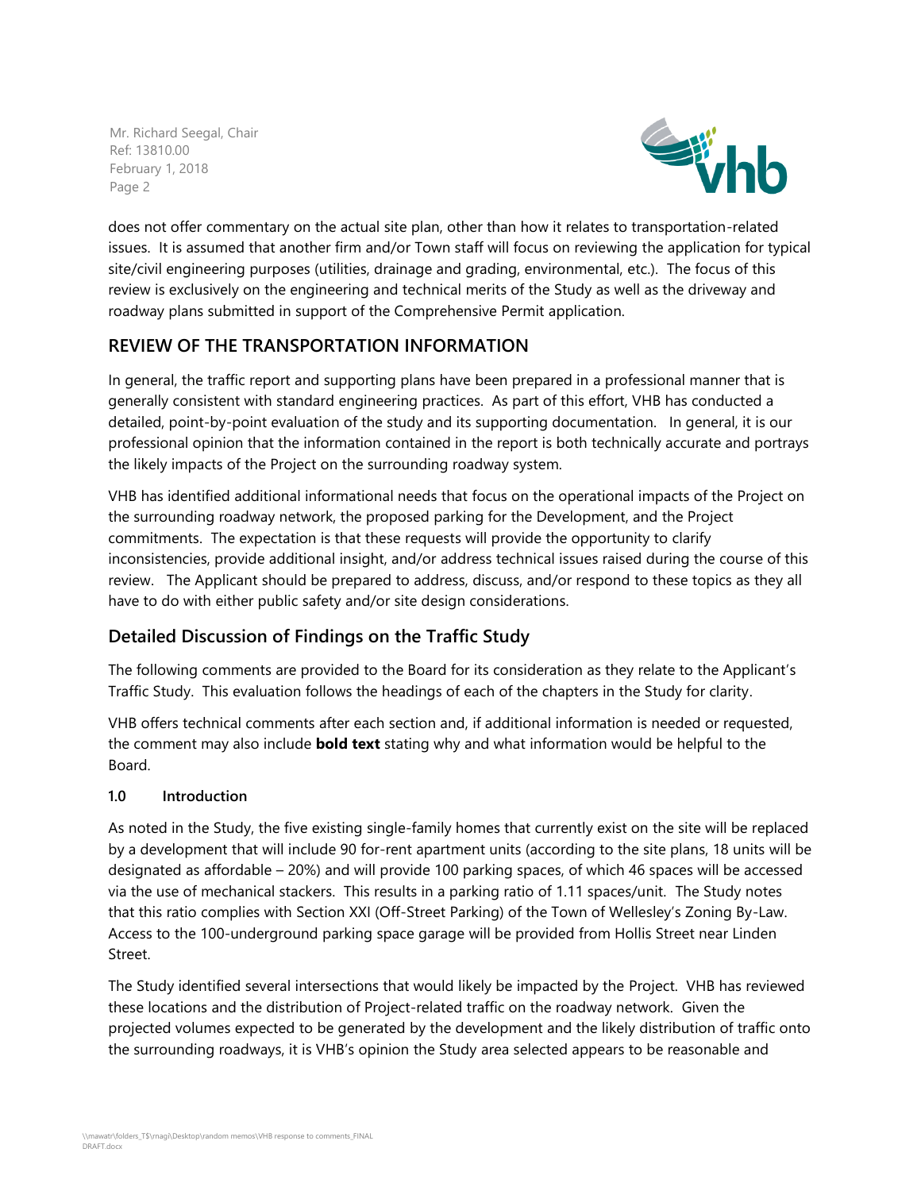does not offer commentary on the actual site plan, other than how it relates to transportation-related issues. It is assumed that another firm and/or Town staff will focus on reviewing the application for typical site/civil engineering purposes (utilities, drainage and grading, environmental, etc.). The focus of this review is exclusively on the engineering and technical merits of the Study as well as the driveway and roadway plans submitted in support of the Comprehensive Permit application.

## REVIEW OF THE TRANSPORTATION INFORMATION

In general, the traffic report and supporting plans have been prepared in a professional manner that is generally consistent with standard engineering practices. As part of this effort, VHB has conducted a detailed, point-by-point evaluation of the study and its supporting documentation. In general, it is our professional opinion that the information contained in the report is both technically accurate and portrays the likely impacts of the Project on the surrounding roadway system.

VHB has identified additional informational needs that focus on the operational impacts of the Project on the surrounding roadway network, the proposed parking for the Development, and the Project commitments. The expectation is that these requests will provide the opportunity to clarify inconsistencies, provide additional insight, and/or address technical issues raised during the course of this review. The Applicant should be prepared to address, discuss, and/or respond to these topics as they all have to do with either public safety and/or site design considerations.

### Detailed Discussion of Findings on the Traffic Study

The following comments are provided to the Board for its consideration as they relate to the Applicant's Traffic Study. This evaluation follows the headings of each of the chapters in the Study for clarity.

VHB offers technical comments after each section and, if additional information is needed or requested, the comment may also include **bold text** stating why and what information would be helpful to the Board.

#### 1.0 Introduction

As noted in the Study, the five existing single-family homes that currently exist on the site will be replaced by a development that will include 90 for-rent apartment units (according to the site plans, 18 units will be designated as affordable – 20%) and will provide 100 parking spaces, of which 46 spaces will be accessed via the use of mechanical stackers. This results in a parking ratio of 1.11 spaces/unit. The Study notes that this ratio complies with Section XXI (Off-Street Parking) of the Town of Wellesley's Zoning By-Law. Access to the 100-underground parking space garage will be provided from Hollis Street near Linden Street.

The Study identified several intersections that would likely be impacted by the Project. VHB has reviewed these locations and the distribution of Project-related traffic on the roadway network. Given the projected volumes expected to be generated by the development and the likely distribution of traffic onto the surrounding roadways, it is VHB's opinion the Study area selected appears to be reasonable and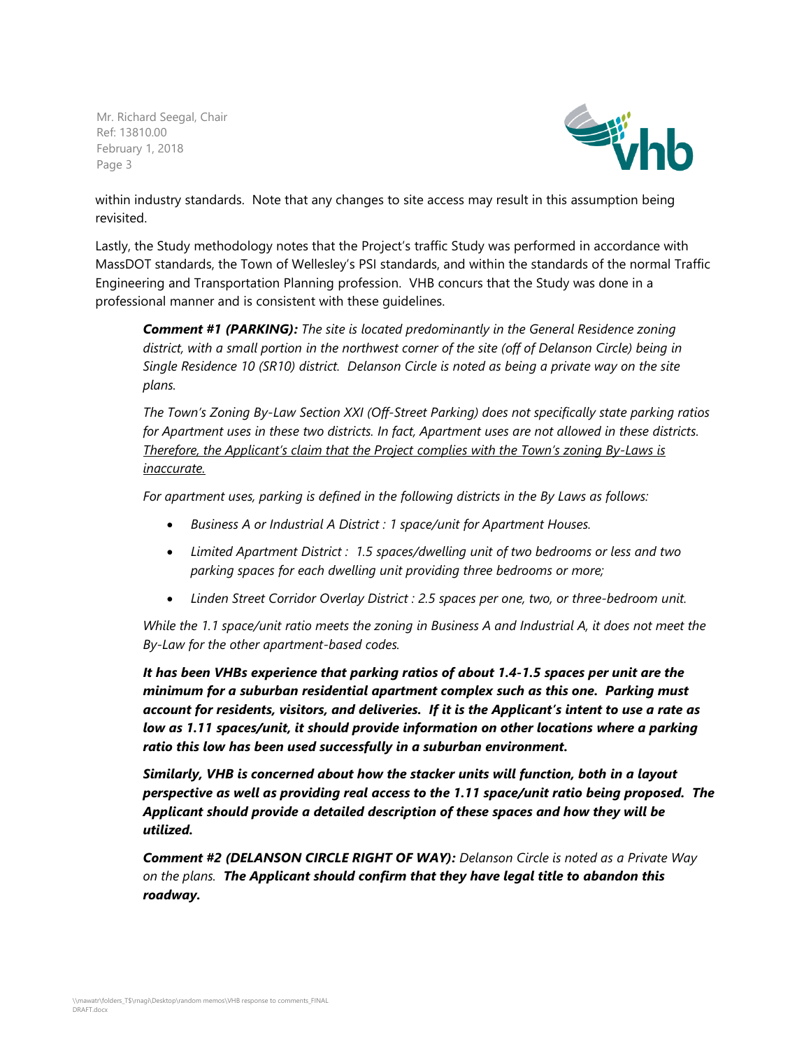within industry standards. Note that any changes to site access may result in this assumption being revisited.

Lastly, the Study methodology notes that the Project's traffic Study was performed in accordance with MassDOT standards, the Town of Wellesley's PSI standards, and within the standards of the normal Traffic Engineering and Transportation Planning profession. VHB concurs that the Study was done in a professional manner and is consistent with these guidelines.

> ***Comment #1 (PARKING):*** *The site is located predominantly in the General Residence zoning district, with a small portion in the northwest corner of the site (off of Delanson Circle) being in Single Residence 10 (SR10) district. Delanson Circle is noted as being a private way on the site plans.*
>
> *The Town's Zoning By-Law Section XXI (Off-Street Parking) does not specifically state parking ratios for Apartment uses in these two districts. In fact, Apartment uses are not allowed in these districts. <u>Therefore, the Applicant's claim that the Project complies with the Town's zoning By-Laws is inaccurate.</u>*
>
> *For apartment uses, parking is defined in the following districts in the By Laws as follows:*
>
> - *Business A or Industrial A District : 1 space/unit for Apartment Houses.*
> - *Limited Apartment District : 1.5 spaces/dwelling unit of two bedrooms or less and two parking spaces for each dwelling unit providing three bedrooms or more;*
> - *Linden Street Corridor Overlay District : 2.5 spaces per one, two, or three-bedroom unit.*
>
> *While the 1.1 space/unit ratio meets the zoning in Business A and Industrial A, it does not meet the By-Law for the other apartment-based codes.*
>
> ***It has been VHBs experience that parking ratios of about 1.4-1.5 spaces per unit are the minimum for a suburban residential apartment complex such as this one. Parking must account for residents, visitors, and deliveries. If it is the Applicant's intent to use a rate as low as 1.11 spaces/unit, it should provide information on other locations where a parking ratio this low has been used successfully in a suburban environment.***
>
> ***Similarly, VHB is concerned about how the stacker units will function, both in a layout perspective as well as providing real access to the 1.11 space/unit ratio being proposed. The Applicant should provide a detailed description of these spaces and how they will be utilized.***
>
> ***Comment #2 (DELANSON CIRCLE RIGHT OF WAY):*** *Delanson Circle is noted as a Private Way on the plans.* ***The Applicant should confirm that they have legal title to abandon this roadway.***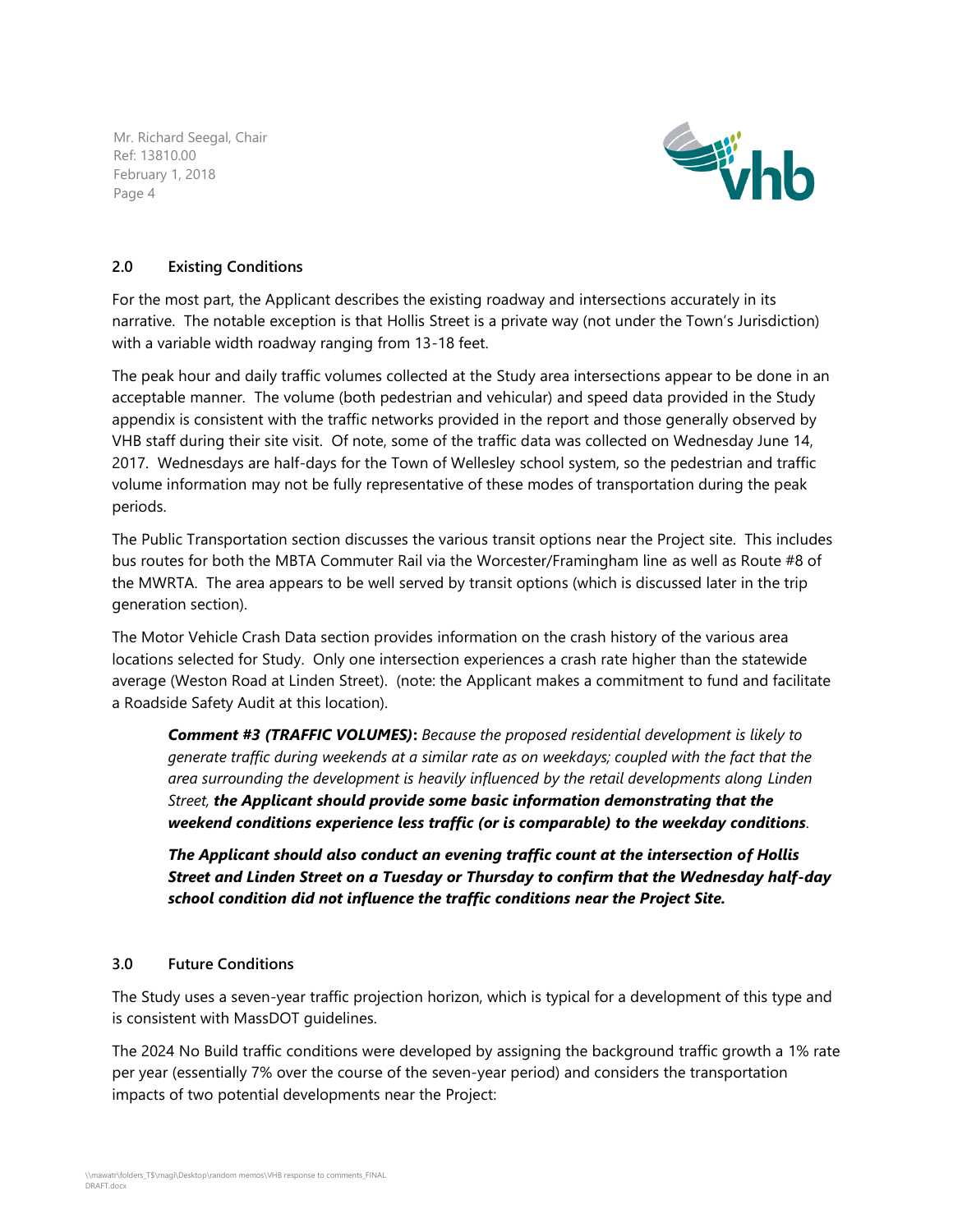## 2.0 Existing Conditions

For the most part, the Applicant describes the existing roadway and intersections accurately in its narrative. The notable exception is that Hollis Street is a private way (not under the Town's Jurisdiction) with a variable width roadway ranging from 13-18 feet.

The peak hour and daily traffic volumes collected at the Study area intersections appear to be done in an acceptable manner. The volume (both pedestrian and vehicular) and speed data provided in the Study appendix is consistent with the traffic networks provided in the report and those generally observed by VHB staff during their site visit. Of note, some of the traffic data was collected on Wednesday June 14, 2017. Wednesdays are half-days for the Town of Wellesley school system, so the pedestrian and traffic volume information may not be fully representative of these modes of transportation during the peak periods.

The Public Transportation section discusses the various transit options near the Project site. This includes bus routes for both the MBTA Commuter Rail via the Worcester/Framingham line as well as Route #8 of the MWRTA. The area appears to be well served by transit options (which is discussed later in the trip generation section).

The Motor Vehicle Crash Data section provides information on the crash history of the various area locations selected for Study. Only one intersection experiences a crash rate higher than the statewide average (Weston Road at Linden Street). (note: the Applicant makes a commitment to fund and facilitate a Roadside Safety Audit at this location).

> ***Comment #3 (TRAFFIC VOLUMES):*** *Because the proposed residential development is likely to generate traffic during weekends at a similar rate as on weekdays; coupled with the fact that the area surrounding the development is heavily influenced by the retail developments along Linden Street,* ***the Applicant should provide some basic information demonstrating that the weekend conditions experience less traffic (or is comparable) to the weekday conditions****.*
>
> ***The Applicant should also conduct an evening traffic count at the intersection of Hollis Street and Linden Street on a Tuesday or Thursday to confirm that the Wednesday half-day school condition did not influence the traffic conditions near the Project Site.***

## 3.0 Future Conditions

The Study uses a seven-year traffic projection horizon, which is typical for a development of this type and is consistent with MassDOT guidelines.

The 2024 No Build traffic conditions were developed by assigning the background traffic growth a 1% rate per year (essentially 7% over the course of the seven-year period) and considers the transportation impacts of two potential developments near the Project: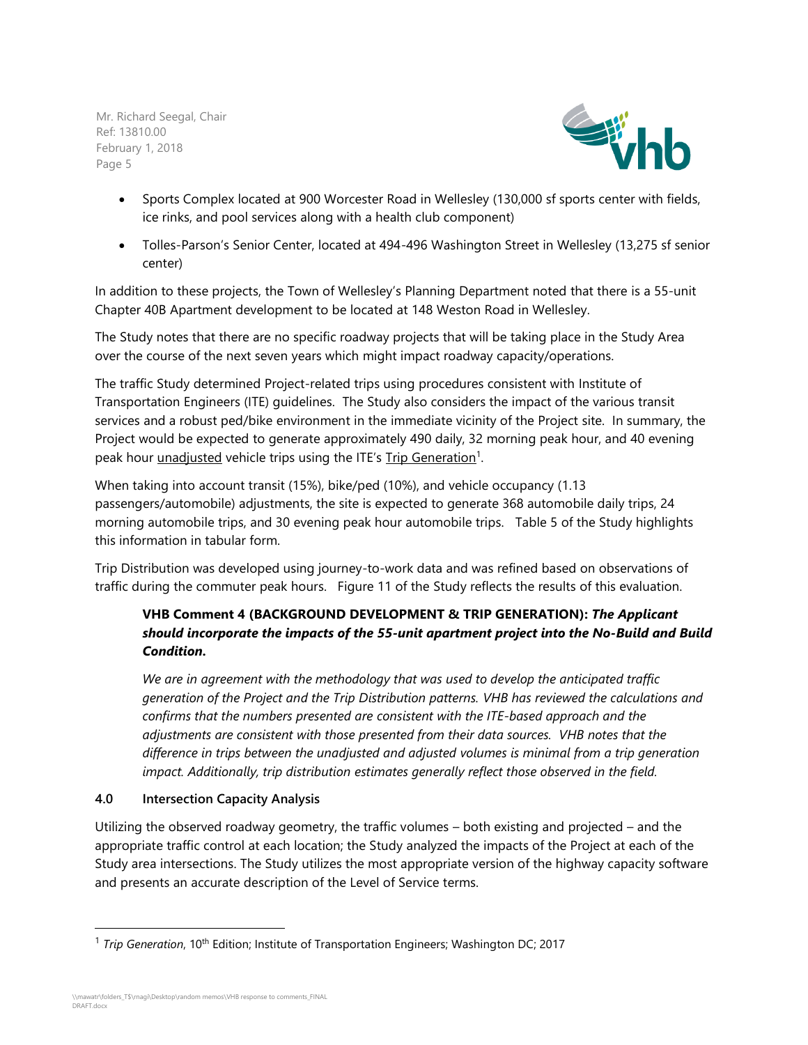- Sports Complex located at 900 Worcester Road in Wellesley (130,000 sf sports center with fields, ice rinks, and pool services along with a health club component)
- Tolles-Parson's Senior Center, located at 494-496 Washington Street in Wellesley (13,275 sf senior center)

In addition to these projects, the Town of Wellesley's Planning Department noted that there is a 55-unit Chapter 40B Apartment development to be located at 148 Weston Road in Wellesley.

The Study notes that there are no specific roadway projects that will be taking place in the Study Area over the course of the next seven years which might impact roadway capacity/operations.

The traffic Study determined Project-related trips using procedures consistent with Institute of Transportation Engineers (ITE) guidelines. The Study also considers the impact of the various transit services and a robust ped/bike environment in the immediate vicinity of the Project site. In summary, the Project would be expected to generate approximately 490 daily, 32 morning peak hour, and 40 evening peak hour unadjusted vehicle trips using the ITE's Trip Generation[1].

When taking into account transit (15%), bike/ped (10%), and vehicle occupancy (1.13 passengers/automobile) adjustments, the site is expected to generate 368 automobile daily trips, 24 morning automobile trips, and 30 evening peak hour automobile trips. Table 5 of the Study highlights this information in tabular form.

Trip Distribution was developed using journey-to-work data and was refined based on observations of traffic during the commuter peak hours. Figure 11 of the Study reflects the results of this evaluation.

> **VHB Comment 4 (BACKGROUND DEVELOPMENT & TRIP GENERATION): *The Applicant should incorporate the impacts of the 55-unit apartment project into the No-Build and Build Condition.***
>
> *We are in agreement with the methodology that was used to develop the anticipated traffic generation of the Project and the Trip Distribution patterns. VHB has reviewed the calculations and confirms that the numbers presented are consistent with the ITE-based approach and the adjustments are consistent with those presented from their data sources. VHB notes that the difference in trips between the unadjusted and adjusted volumes is minimal from a trip generation impact. Additionally, trip distribution estimates generally reflect those observed in the field.*

## 4.0 Intersection Capacity Analysis

Utilizing the observed roadway geometry, the traffic volumes – both existing and projected – and the appropriate traffic control at each location; the Study analyzed the impacts of the Project at each of the Study area intersections. The Study utilizes the most appropriate version of the highway capacity software and presents an accurate description of the Level of Service terms.

[1] *Trip Generation*, 10th Edition; Institute of Transportation Engineers; Washington DC; 2017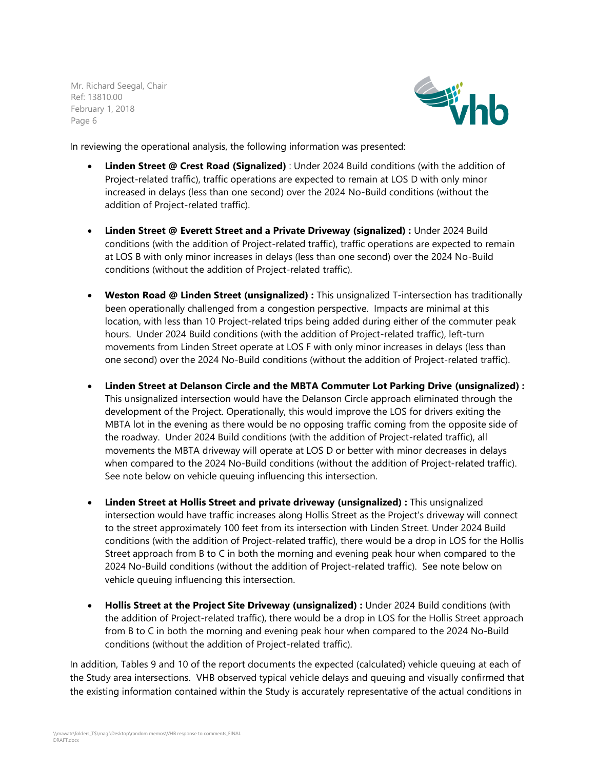In reviewing the operational analysis, the following information was presented:

- **Linden Street @ Crest Road (Signalized)** : Under 2024 Build conditions (with the addition of Project-related traffic), traffic operations are expected to remain at LOS D with only minor increased in delays (less than one second) over the 2024 No-Build conditions (without the addition of Project-related traffic).

- **Linden Street @ Everett Street and a Private Driveway (signalized) :** Under 2024 Build conditions (with the addition of Project-related traffic), traffic operations are expected to remain at LOS B with only minor increases in delays (less than one second) over the 2024 No-Build conditions (without the addition of Project-related traffic).

- **Weston Road @ Linden Street (unsignalized) :** This unsignalized T-intersection has traditionally been operationally challenged from a congestion perspective. Impacts are minimal at this location, with less than 10 Project-related trips being added during either of the commuter peak hours. Under 2024 Build conditions (with the addition of Project-related traffic), left-turn movements from Linden Street operate at LOS F with only minor increases in delays (less than one second) over the 2024 No-Build conditions (without the addition of Project-related traffic).

- **Linden Street at Delanson Circle and the MBTA Commuter Lot Parking Drive (unsignalized) :** This unsignalized intersection would have the Delanson Circle approach eliminated through the development of the Project. Operationally, this would improve the LOS for drivers exiting the MBTA lot in the evening as there would be no opposing traffic coming from the opposite side of the roadway. Under 2024 Build conditions (with the addition of Project-related traffic), all movements the MBTA driveway will operate at LOS D or better with minor decreases in delays when compared to the 2024 No-Build conditions (without the addition of Project-related traffic). See note below on vehicle queuing influencing this intersection.

- **Linden Street at Hollis Street and private driveway (unsignalized) :** This unsignalized intersection would have traffic increases along Hollis Street as the Project's driveway will connect to the street approximately 100 feet from its intersection with Linden Street. Under 2024 Build conditions (with the addition of Project-related traffic), there would be a drop in LOS for the Hollis Street approach from B to C in both the morning and evening peak hour when compared to the 2024 No-Build conditions (without the addition of Project-related traffic). See note below on vehicle queuing influencing this intersection.

- **Hollis Street at the Project Site Driveway (unsignalized) :** Under 2024 Build conditions (with the addition of Project-related traffic), there would be a drop in LOS for the Hollis Street approach from B to C in both the morning and evening peak hour when compared to the 2024 No-Build conditions (without the addition of Project-related traffic).

In addition, Tables 9 and 10 of the report documents the expected (calculated) vehicle queuing at each of the Study area intersections. VHB observed typical vehicle delays and queuing and visually confirmed that the existing information contained within the Study is accurately representative of the actual conditions in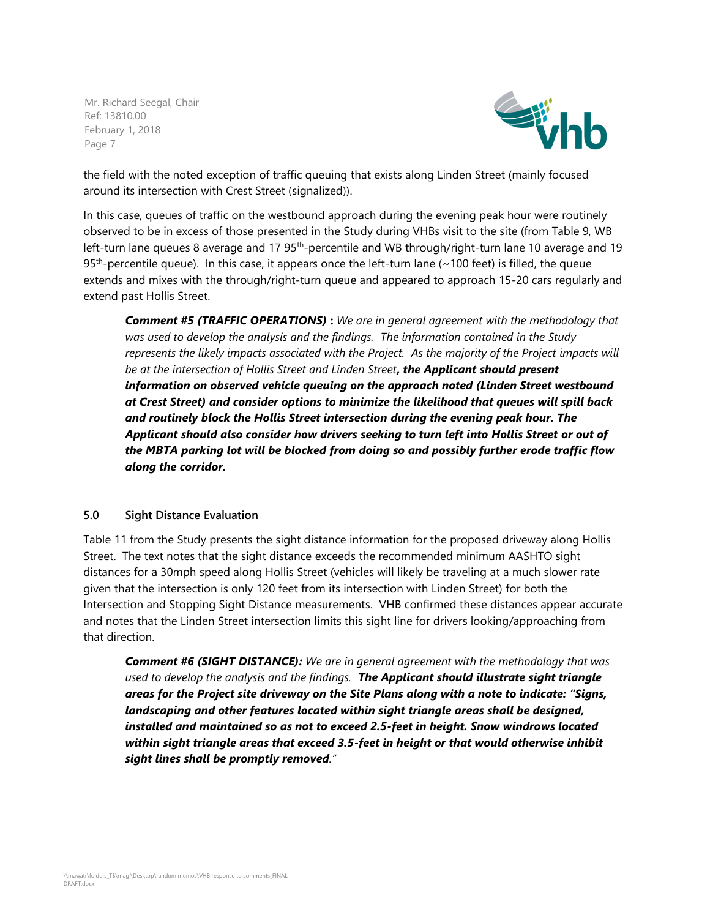the field with the noted exception of traffic queuing that exists along Linden Street (mainly focused around its intersection with Crest Street (signalized)).

In this case, queues of traffic on the westbound approach during the evening peak hour were routinely observed to be in excess of those presented in the Study during VHBs visit to the site (from Table 9, WB left-turn lane queues 8 average and 17 95$^{th}$-percentile and WB through/right-turn lane 10 average and 19 95$^{th}$-percentile queue). In this case, it appears once the left-turn lane (~100 feet) is filled, the queue extends and mixes with the through/right-turn queue and appeared to approach 15-20 cars regularly and extend past Hollis Street.

> ***Comment #5 (TRAFFIC OPERATIONS)*** **:** *We are in general agreement with the methodology that was used to develop the analysis and the findings. The information contained in the Study represents the likely impacts associated with the Project. As the majority of the Project impacts will be at the intersection of Hollis Street and Linden Street**, the Applicant should present information on observed vehicle queuing on the approach noted (Linden Street westbound at Crest Street) and consider options to minimize the likelihood that queues will spill back and routinely block the Hollis Street intersection during the evening peak hour. The Applicant should also consider how drivers seeking to turn left into Hollis Street or out of the MBTA parking lot will be blocked from doing so and possibly further erode traffic flow along the corridor.***

### 5.0 Sight Distance Evaluation

Table 11 from the Study presents the sight distance information for the proposed driveway along Hollis Street. The text notes that the sight distance exceeds the recommended minimum AASHTO sight distances for a 30mph speed along Hollis Street (vehicles will likely be traveling at a much slower rate given that the intersection is only 120 feet from its intersection with Linden Street) for both the Intersection and Stopping Sight Distance measurements. VHB confirmed these distances appear accurate and notes that the Linden Street intersection limits this sight line for drivers looking/approaching from that direction.

> ***Comment #6 (SIGHT DISTANCE):*** *We are in general agreement with the methodology that was used to develop the analysis and the findings.* ***The Applicant should illustrate sight triangle areas for the Project site driveway on the Site Plans along with a note to indicate: "Signs, landscaping and other features located within sight triangle areas shall be designed, installed and maintained so as not to exceed 2.5-feet in height. Snow windrows located within sight triangle areas that exceed 3.5-feet in height or that would otherwise inhibit sight lines shall be promptly removed****."*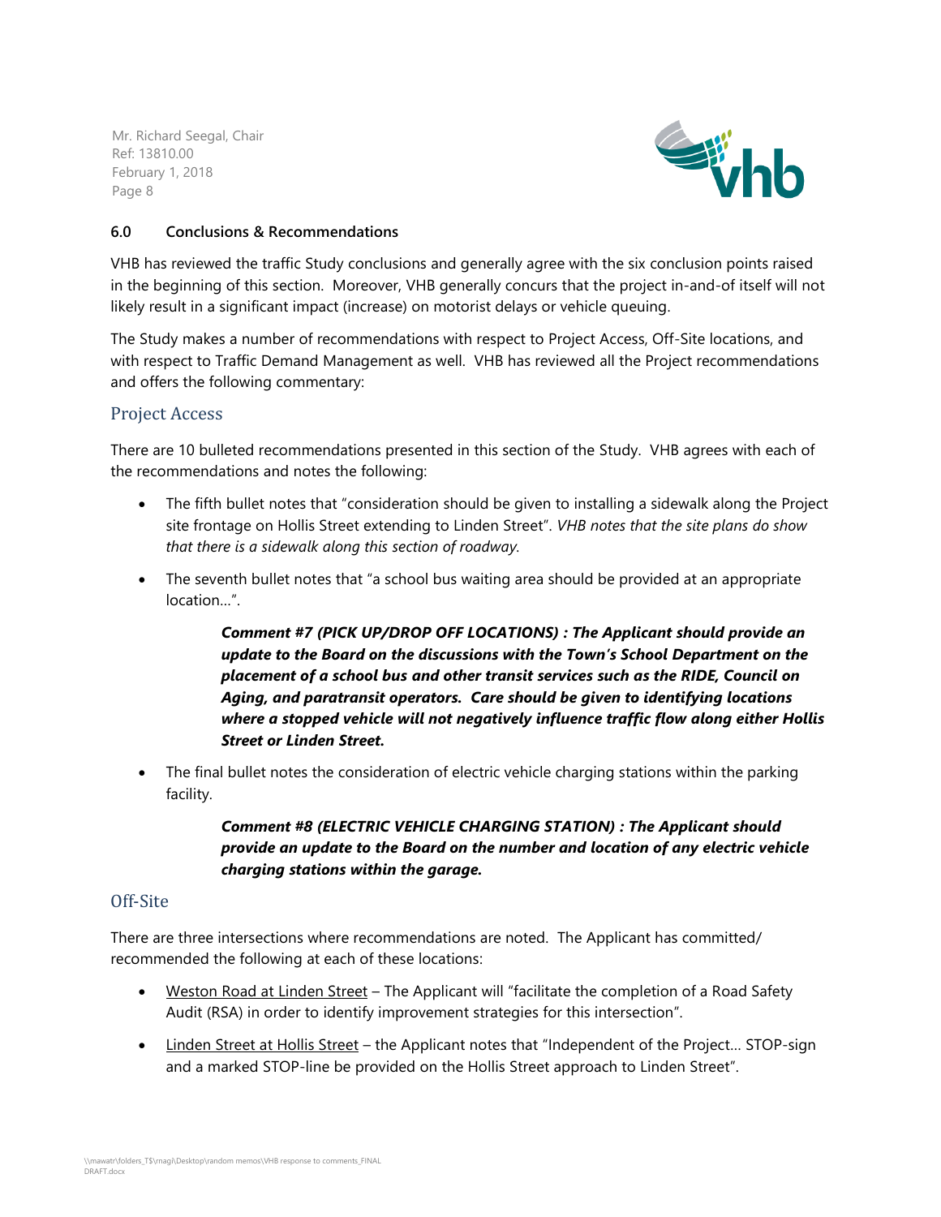## 6.0 Conclusions & Recommendations

VHB has reviewed the traffic Study conclusions and generally agree with the six conclusion points raised in the beginning of this section. Moreover, VHB generally concurs that the project in-and-of itself will not likely result in a significant impact (increase) on motorist delays or vehicle queuing.

The Study makes a number of recommendations with respect to Project Access, Off-Site locations, and with respect to Traffic Demand Management as well. VHB has reviewed all the Project recommendations and offers the following commentary:

### Project Access

There are 10 bulleted recommendations presented in this section of the Study. VHB agrees with each of the recommendations and notes the following:

- The fifth bullet notes that "consideration should be given to installing a sidewalk along the Project site frontage on Hollis Street extending to Linden Street". *VHB notes that the site plans do show that there is a sidewalk along this section of roadway.*

- The seventh bullet notes that "a school bus waiting area should be provided at an appropriate location…".

  > ***Comment #7 (PICK UP/DROP OFF LOCATIONS) : The Applicant should provide an update to the Board on the discussions with the Town's School Department on the placement of a school bus and other transit services such as the RIDE, Council on Aging, and paratransit operators. Care should be given to identifying locations where a stopped vehicle will not negatively influence traffic flow along either Hollis Street or Linden Street.***

- The final bullet notes the consideration of electric vehicle charging stations within the parking facility.

  > ***Comment #8 (ELECTRIC VEHICLE CHARGING STATION) : The Applicant should provide an update to the Board on the number and location of any electric vehicle charging stations within the garage.***

### Off-Site

There are three intersections where recommendations are noted. The Applicant has committed/ recommended the following at each of these locations:

- Weston Road at Linden Street – The Applicant will "facilitate the completion of a Road Safety Audit (RSA) in order to identify improvement strategies for this intersection".

- Linden Street at Hollis Street – the Applicant notes that "Independent of the Project… STOP-sign and a marked STOP-line be provided on the Hollis Street approach to Linden Street".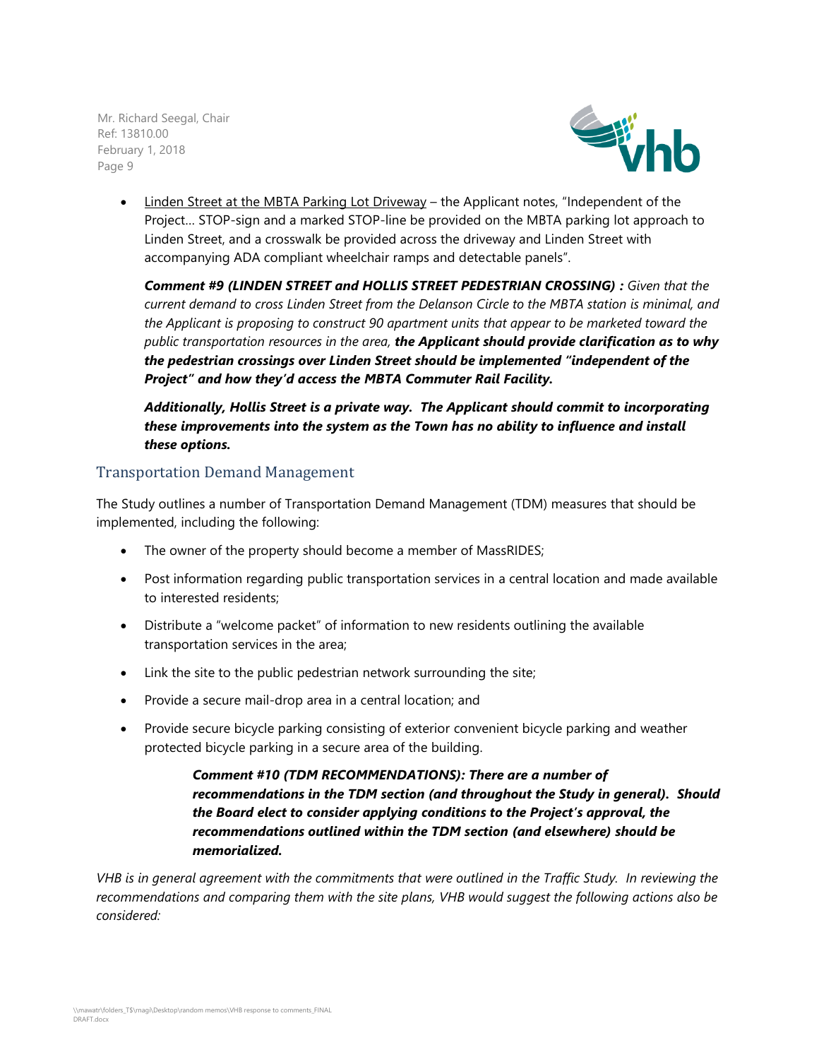- Linden Street at the MBTA Parking Lot Driveway – the Applicant notes, "Independent of the Project… STOP-sign and a marked STOP-line be provided on the MBTA parking lot approach to Linden Street, and a crosswalk be provided across the driveway and Linden Street with accompanying ADA compliant wheelchair ramps and detectable panels".

***Comment #9 (LINDEN STREET and HOLLIS STREET PEDESTRIAN CROSSING) :*** *Given that the current demand to cross Linden Street from the Delanson Circle to the MBTA station is minimal, and the Applicant is proposing to construct 90 apartment units that appear to be marketed toward the public transportation resources in the area,* ***the Applicant should provide clarification as to why the pedestrian crossings over Linden Street should be implemented "independent of the Project" and how they'd access the MBTA Commuter Rail Facility.***

***Additionally, Hollis Street is a private way. The Applicant should commit to incorporating these improvements into the system as the Town has no ability to influence and install these options.***

## Transportation Demand Management

The Study outlines a number of Transportation Demand Management (TDM) measures that should be implemented, including the following:

- The owner of the property should become a member of MassRIDES;
- Post information regarding public transportation services in a central location and made available to interested residents;
- Distribute a "welcome packet" of information to new residents outlining the available transportation services in the area;
- Link the site to the public pedestrian network surrounding the site;
- Provide a secure mail-drop area in a central location; and
- Provide secure bicycle parking consisting of exterior convenient bicycle parking and weather protected bicycle parking in a secure area of the building.

***Comment #10 (TDM RECOMMENDATIONS): There are a number of recommendations in the TDM section (and throughout the Study in general). Should the Board elect to consider applying conditions to the Project's approval, the recommendations outlined within the TDM section (and elsewhere) should be memorialized.***

*VHB is in general agreement with the commitments that were outlined in the Traffic Study. In reviewing the recommendations and comparing them with the site plans, VHB would suggest the following actions also be considered:*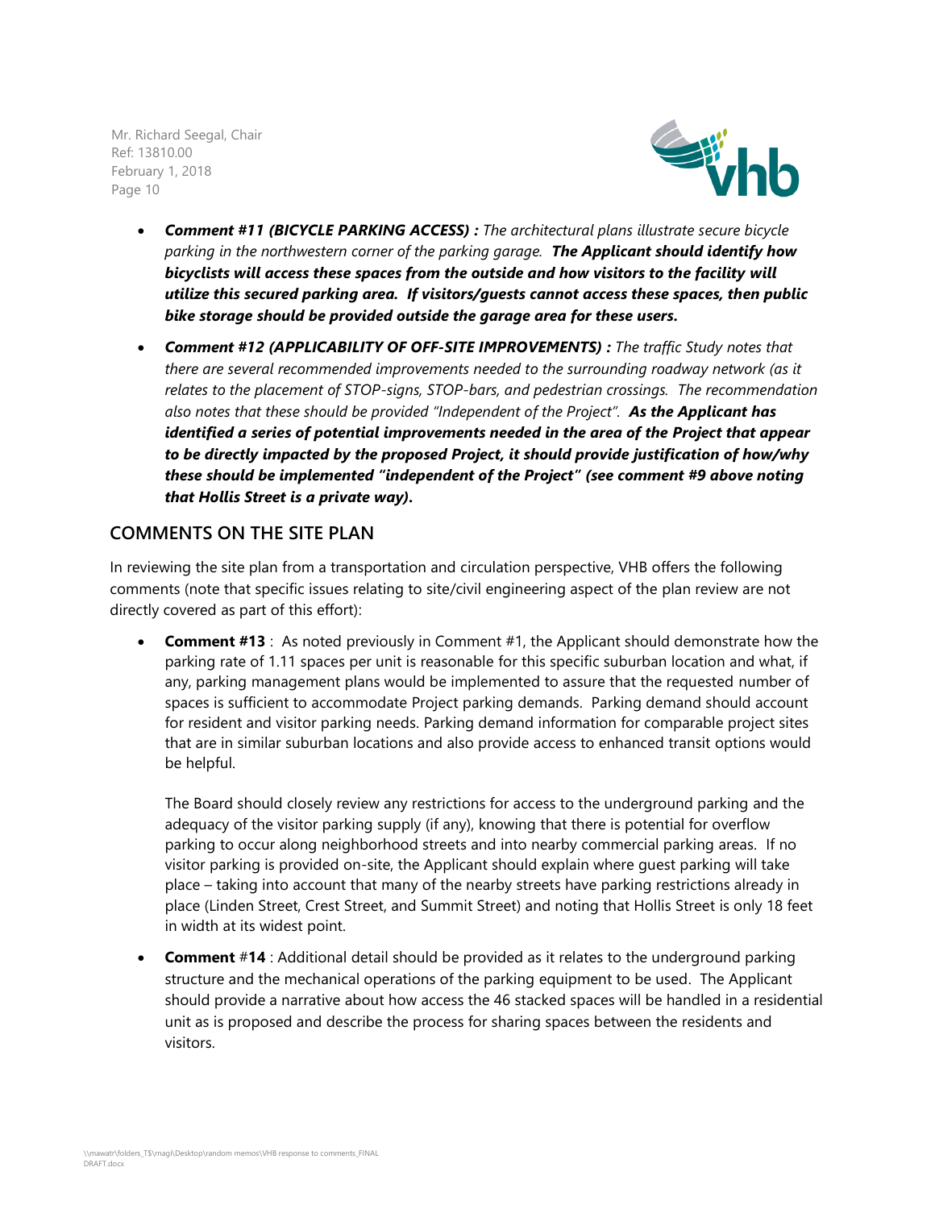- ***Comment #11 (BICYCLE PARKING ACCESS) :*** *The architectural plans illustrate secure bicycle parking in the northwestern corner of the parking garage.* ***The Applicant should identify how bicyclists will access these spaces from the outside and how visitors to the facility will utilize this secured parking area. If visitors/guests cannot access these spaces, then public bike storage should be provided outside the garage area for these users.***

- ***Comment #12 (APPLICABILITY OF OFF-SITE IMPROVEMENTS) :*** *The traffic Study notes that there are several recommended improvements needed to the surrounding roadway network (as it relates to the placement of STOP-signs, STOP-bars, and pedestrian crossings. The recommendation also notes that these should be provided "Independent of the Project".* ***As the Applicant has identified a series of potential improvements needed in the area of the Project that appear to be directly impacted by the proposed Project, it should provide justification of how/why these should be implemented "independent of the Project" (see comment #9 above noting that Hollis Street is a private way).***

## COMMENTS ON THE SITE PLAN

In reviewing the site plan from a transportation and circulation perspective, VHB offers the following comments (note that specific issues relating to site/civil engineering aspect of the plan review are not directly covered as part of this effort):

- **Comment #13** : As noted previously in Comment #1, the Applicant should demonstrate how the parking rate of 1.11 spaces per unit is reasonable for this specific suburban location and what, if any, parking management plans would be implemented to assure that the requested number of spaces is sufficient to accommodate Project parking demands. Parking demand should account for resident and visitor parking needs. Parking demand information for comparable project sites that are in similar suburban locations and also provide access to enhanced transit options would be helpful.

  The Board should closely review any restrictions for access to the underground parking and the adequacy of the visitor parking supply (if any), knowing that there is potential for overflow parking to occur along neighborhood streets and into nearby commercial parking areas. If no visitor parking is provided on-site, the Applicant should explain where guest parking will take place – taking into account that many of the nearby streets have parking restrictions already in place (Linden Street, Crest Street, and Summit Street) and noting that Hollis Street is only 18 feet in width at its widest point.

- **Comment** #**14** : Additional detail should be provided as it relates to the underground parking structure and the mechanical operations of the parking equipment to be used. The Applicant should provide a narrative about how access the 46 stacked spaces will be handled in a residential unit as is proposed and describe the process for sharing spaces between the residents and visitors.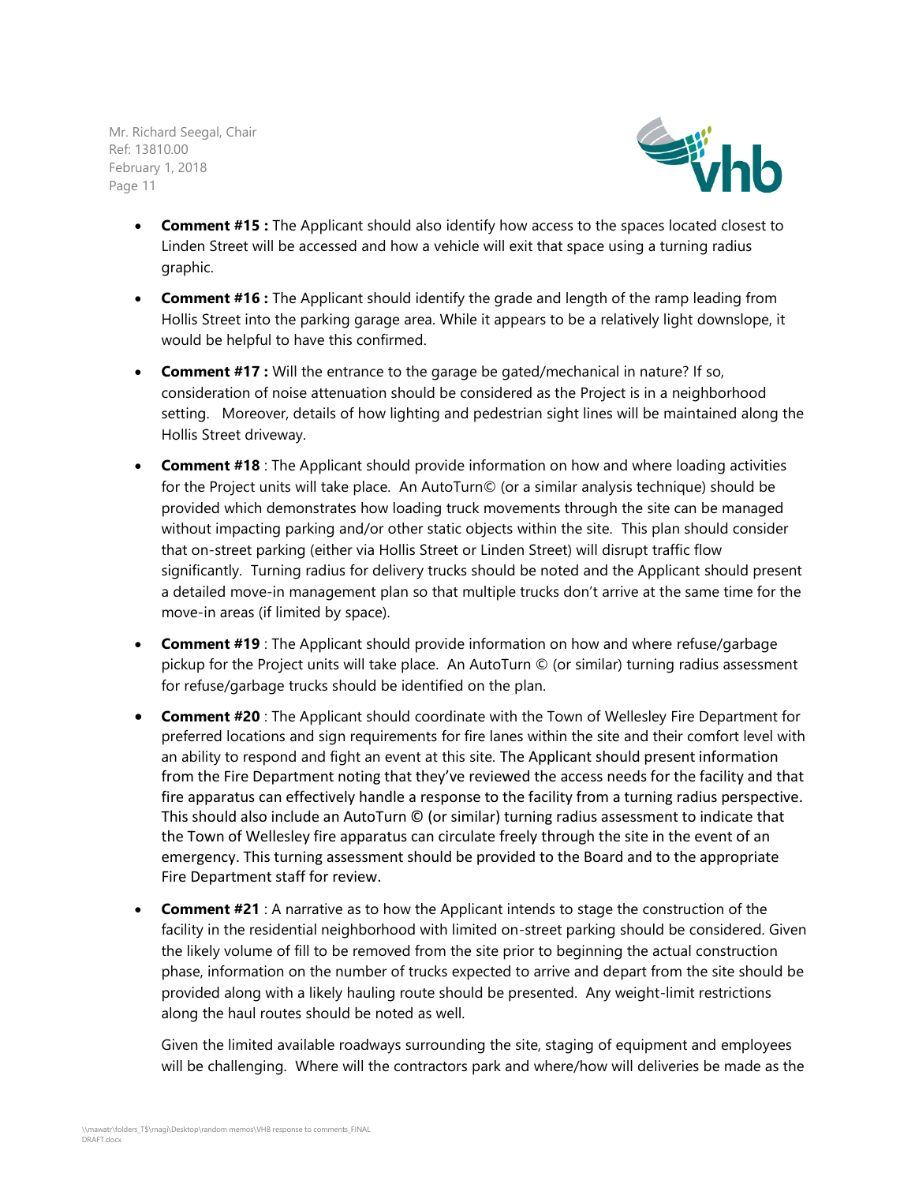- **Comment #15 :** The Applicant should also identify how access to the spaces located closest to Linden Street will be accessed and how a vehicle will exit that space using a turning radius graphic.

- **Comment #16 :** The Applicant should identify the grade and length of the ramp leading from Hollis Street into the parking garage area. While it appears to be a relatively light downslope, it would be helpful to have this confirmed.

- **Comment #17 :** Will the entrance to the garage be gated/mechanical in nature? If so, consideration of noise attenuation should be considered as the Project is in a neighborhood setting. Moreover, details of how lighting and pedestrian sight lines will be maintained along the Hollis Street driveway.

- **Comment #18** : The Applicant should provide information on how and where loading activities for the Project units will take place. An AutoTurn© (or a similar analysis technique) should be provided which demonstrates how loading truck movements through the site can be managed without impacting parking and/or other static objects within the site. This plan should consider that on-street parking (either via Hollis Street or Linden Street) will disrupt traffic flow significantly. Turning radius for delivery trucks should be noted and the Applicant should present a detailed move-in management plan so that multiple trucks don't arrive at the same time for the move-in areas (if limited by space).

- **Comment #19** : The Applicant should provide information on how and where refuse/garbage pickup for the Project units will take place. An AutoTurn © (or similar) turning radius assessment for refuse/garbage trucks should be identified on the plan.

- **Comment #20** : The Applicant should coordinate with the Town of Wellesley Fire Department for preferred locations and sign requirements for fire lanes within the site and their comfort level with an ability to respond and fight an event at this site. The Applicant should present information from the Fire Department noting that they've reviewed the access needs for the facility and that fire apparatus can effectively handle a response to the facility from a turning radius perspective. This should also include an AutoTurn © (or similar) turning radius assessment to indicate that the Town of Wellesley fire apparatus can circulate freely through the site in the event of an emergency. This turning assessment should be provided to the Board and to the appropriate Fire Department staff for review.

- **Comment #21** : A narrative as to how the Applicant intends to stage the construction of the facility in the residential neighborhood with limited on-street parking should be considered. Given the likely volume of fill to be removed from the site prior to beginning the actual construction phase, information on the number of trucks expected to arrive and depart from the site should be provided along with a likely hauling route should be presented. Any weight-limit restrictions along the haul routes should be noted as well.

  Given the limited available roadways surrounding the site, staging of equipment and employees will be challenging. Where will the contractors park and where/how will deliveries be made as the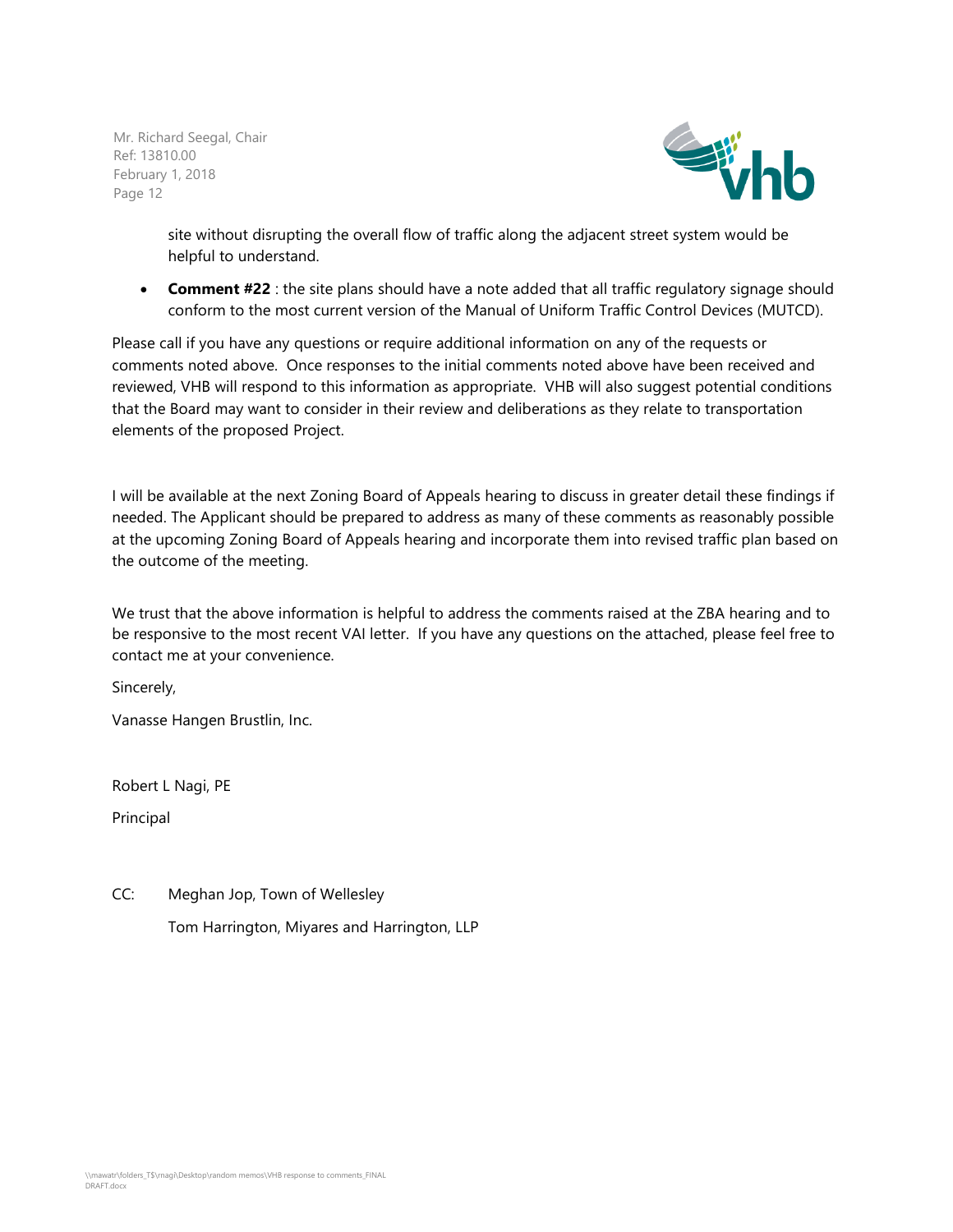site without disrupting the overall flow of traffic along the adjacent street system would be helpful to understand.

- **Comment #22** : the site plans should have a note added that all traffic regulatory signage should conform to the most current version of the Manual of Uniform Traffic Control Devices (MUTCD).

Please call if you have any questions or require additional information on any of the requests or comments noted above. Once responses to the initial comments noted above have been received and reviewed, VHB will respond to this information as appropriate. VHB will also suggest potential conditions that the Board may want to consider in their review and deliberations as they relate to transportation elements of the proposed Project.

I will be available at the next Zoning Board of Appeals hearing to discuss in greater detail these findings if needed. The Applicant should be prepared to address as many of these comments as reasonably possible at the upcoming Zoning Board of Appeals hearing and incorporate them into revised traffic plan based on the outcome of the meeting.

We trust that the above information is helpful to address the comments raised at the ZBA hearing and to be responsive to the most recent VAI letter. If you have any questions on the attached, please feel free to contact me at your convenience.

Sincerely,

Vanasse Hangen Brustlin, Inc.

Robert L Nagi, PE

Principal

CC: Meghan Jop, Town of Wellesley

Tom Harrington, Miyares and Harrington, LLP

\\mawatr\folders_T$\rnagi\Desktop\random memos\VHB response to comments_FINAL DRAFT.docx